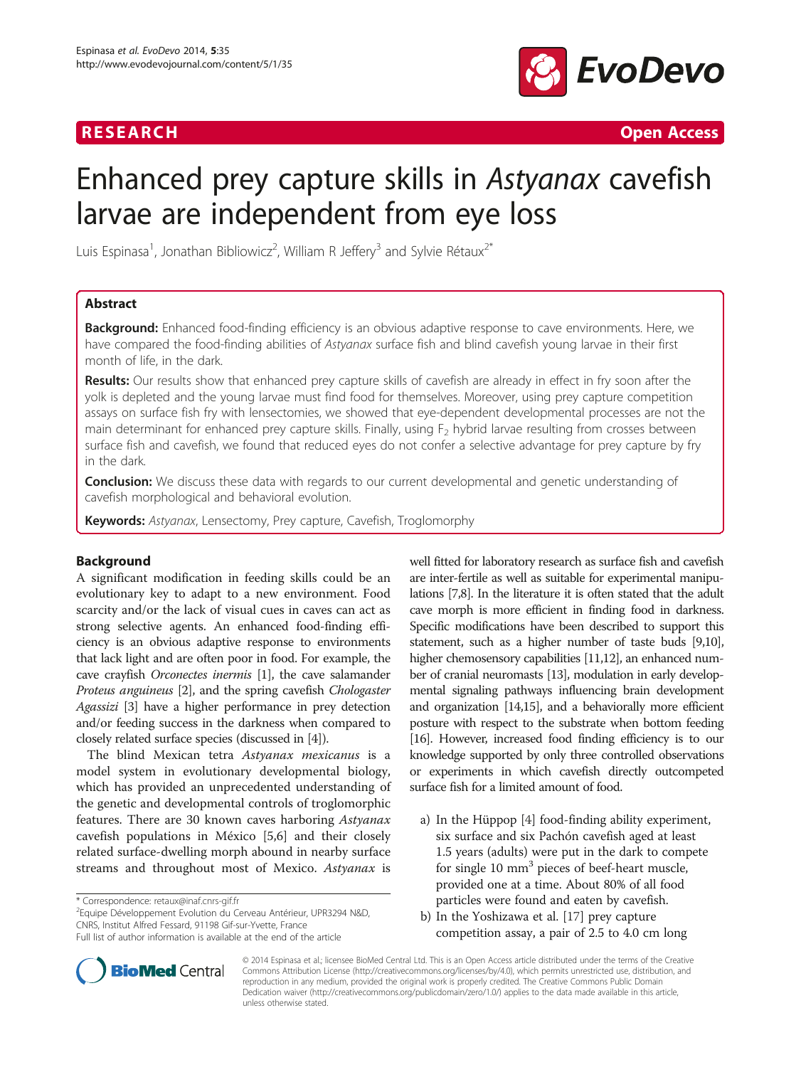**RESEARCH** **Open Access**

# Enhanced prey capture skills in *Astyanax* cavefish larvae are independent from eye loss

Luis Espinasa[1], Jonathan Bibliowicz[2], William R Jeffery[3] and Sylvie Rétaux[2*]

## Abstract

**Background:** Enhanced food-finding efficiency is an obvious adaptive response to cave environments. Here, we have compared the food-finding abilities of *Astyanax* surface fish and blind cavefish young larvae in their first month of life, in the dark.

**Results:** Our results show that enhanced prey capture skills of cavefish are already in effect in fry soon after the yolk is depleted and the young larvae must find food for themselves. Moreover, using prey capture competition assays on surface fish fry with lensectomies, we showed that eye-dependent developmental processes are not the main determinant for enhanced prey capture skills. Finally, using $F_2$ hybrid larvae resulting from crosses between surface fish and cavefish, we found that reduced eyes do not confer a selective advantage for prey capture by fry in the dark.

**Conclusion:** We discuss these data with regards to our current developmental and genetic understanding of cavefish morphological and behavioral evolution.

**Keywords:** *Astyanax*, Lensectomy, Prey capture, Cavefish, Troglomorphy

## Background

A significant modification in feeding skills could be an evolutionary key to adapt to a new environment. Food scarcity and/or the lack of visual cues in caves can act as strong selective agents. An enhanced food-finding efficiency is an obvious adaptive response to environments that lack light and are often poor in food. For example, the cave crayfish *Orconectes inermis* [1], the cave salamander *Proteus anguineus* [2], and the spring cavefish *Chologaster Agassizi* [3] have a higher performance in prey detection and/or feeding success in the darkness when compared to closely related surface species (discussed in [4]).

The blind Mexican tetra *Astyanax mexicanus* is a model system in evolutionary developmental biology, which has provided an unprecedented understanding of the genetic and developmental controls of troglomorphic features. There are 30 known caves harboring *Astyanax* cavefish populations in México [5,6] and their closely related surface-dwelling morph abound in nearby surface streams and throughout most of Mexico. *Astyanax* is well fitted for laboratory research as surface fish and cavefish are inter-fertile as well as suitable for experimental manipulations [7,8]. In the literature it is often stated that the adult cave morph is more efficient in finding food in darkness. Specific modifications have been described to support this statement, such as a higher number of taste buds [9,10], higher chemosensory capabilities [11,12], an enhanced number of cranial neuromasts [13], modulation in early developmental signaling pathways influencing brain development and organization [14,15], and a behaviorally more efficient posture with respect to the substrate when bottom feeding [16]. However, increased food finding efficiency is to our knowledge supported by only three controlled observations or experiments in which cavefish directly outcompeted surface fish for a limited amount of food.

a) In the Hüppop [4] food-finding ability experiment, six surface and six Pachón cavefish aged at least 1.5 years (adults) were put in the dark to compete for single 10 $mm^3$ pieces of beef-heart muscle, provided one at a time. About 80% of all food particles were found and eaten by cavefish.
b) In the Yoshizawa et al. [17] prey capture competition assay, a pair of 2.5 to 4.0 cm long

\* Correspondence: retaux@inaf.cnrs-gif.fr
[2]Equipe Développement Evolution du Cerveau Antérieur, UPR3294 N&D, CNRS, Institut Alfred Fessard, 91198 Gif-sur-Yvette, France
Full list of author information is available at the end of the article

© 2014 Espinasa et al.; licensee BioMed Central Ltd. This is an Open Access article distributed under the terms of the Creative Commons Attribution License (http://creativecommons.org/licenses/by/4.0), which permits unrestricted use, distribution, and reproduction in any medium, provided the original work is properly credited. The Creative Commons Public Domain Dedication waiver (http://creativecommons.org/publicdomain/zero/1.0/) applies to the data made available in this article, unless otherwise stated.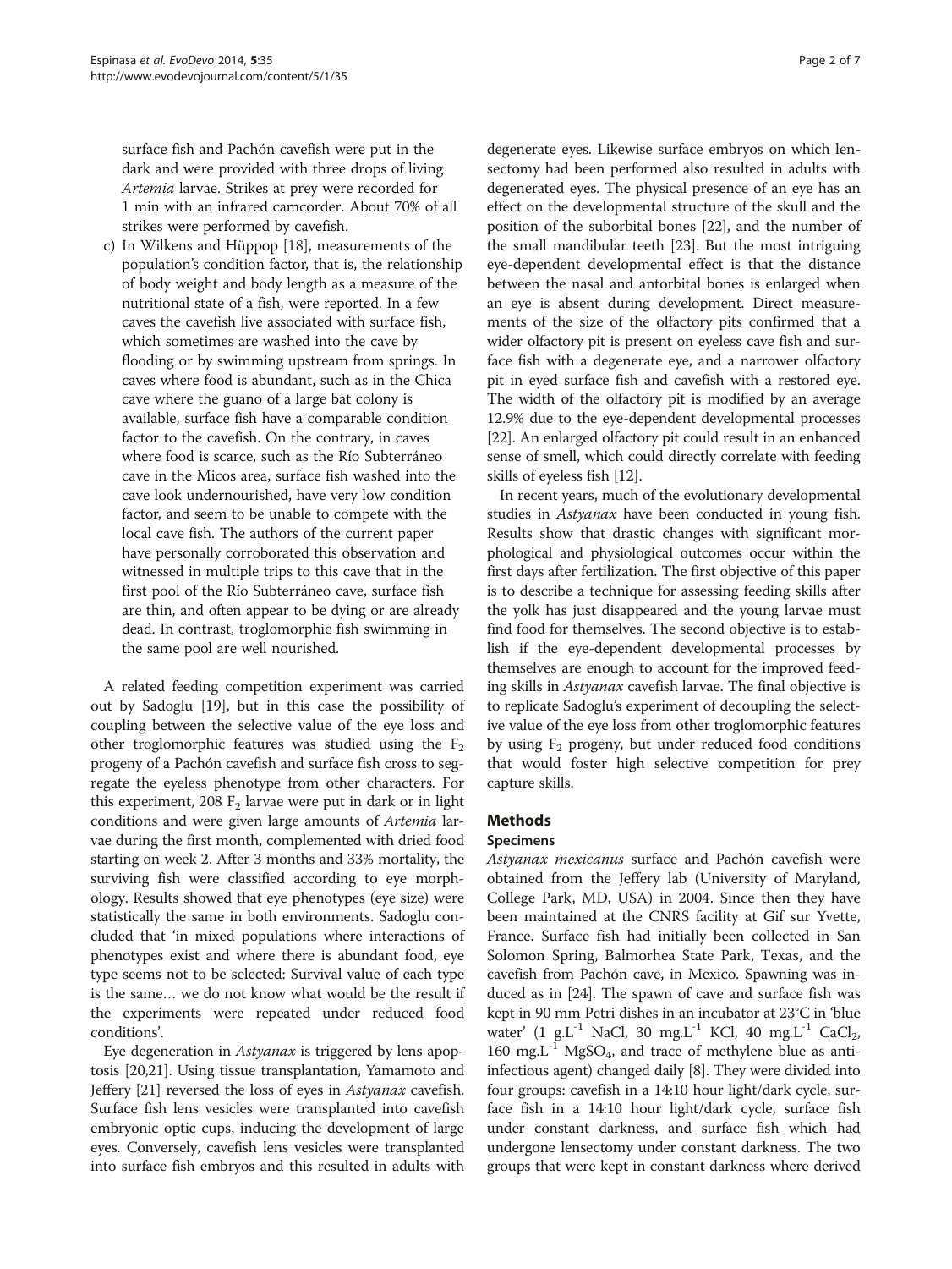surface fish and Pachón cavefish were put in the dark and were provided with three drops of living *Artemia* larvae. Strikes at prey were recorded for 1 min with an infrared camcorder. About 70% of all strikes were performed by cavefish.

c) In Wilkens and Hüppop [18], measurements of the population's condition factor, that is, the relationship of body weight and body length as a measure of the nutritional state of a fish, were reported. In a few caves the cavefish live associated with surface fish, which sometimes are washed into the cave by flooding or by swimming upstream from springs. In caves where food is abundant, such as in the Chica cave where the guano of a large bat colony is available, surface fish have a comparable condition factor to the cavefish. On the contrary, in caves where food is scarce, such as the Río Subterráneo cave in the Micos area, surface fish washed into the cave look undernourished, have very low condition factor, and seem to be unable to compete with the local cave fish. The authors of the current paper have personally corroborated this observation and witnessed in multiple trips to this cave that in the first pool of the Río Subterráneo cave, surface fish are thin, and often appear to be dying or are already dead. In contrast, troglomorphic fish swimming in the same pool are well nourished.

A related feeding competition experiment was carried out by Sadoglu [19], but in this case the possibility of coupling between the selective value of the eye loss and other troglomorphic features was studied using the $F_2$ progeny of a Pachón cavefish and surface fish cross to segregate the eyeless phenotype from other characters. For this experiment, 208 $F_2$ larvae were put in dark or in light conditions and were given large amounts of *Artemia* larvae during the first month, complemented with dried food starting on week 2. After 3 months and 33% mortality, the surviving fish were classified according to eye morphology. Results showed that eye phenotypes (eye size) were statistically the same in both environments. Sadoglu concluded that 'in mixed populations where interactions of phenotypes exist and where there is abundant food, eye type seems not to be selected: Survival value of each type is the same… we do not know what would be the result if the experiments were repeated under reduced food conditions'.

Eye degeneration in *Astyanax* is triggered by lens apoptosis [20,21]. Using tissue transplantation, Yamamoto and Jeffery [21] reversed the loss of eyes in *Astyanax* cavefish. Surface fish lens vesicles were transplanted into cavefish embryonic optic cups, inducing the development of large eyes. Conversely, cavefish lens vesicles were transplanted into surface fish embryos and this resulted in adults with degenerate eyes. Likewise surface embryos on which lensectomy had been performed also resulted in adults with degenerated eyes. The physical presence of an eye has an effect on the developmental structure of the skull and the position of the suborbital bones [22], and the number of the small mandibular teeth [23]. But the most intriguing eye-dependent developmental effect is that the distance between the nasal and antorbital bones is enlarged when an eye is absent during development. Direct measurements of the size of the olfactory pits confirmed that a wider olfactory pit is present on eyeless cave fish and surface fish with a degenerate eye, and a narrower olfactory pit in eyed surface fish and cavefish with a restored eye. The width of the olfactory pit is modified by an average 12.9% due to the eye-dependent developmental processes [22]. An enlarged olfactory pit could result in an enhanced sense of smell, which could directly correlate with feeding skills of eyeless fish [12].

In recent years, much of the evolutionary developmental studies in *Astyanax* have been conducted in young fish. Results show that drastic changes with significant morphological and physiological outcomes occur within the first days after fertilization. The first objective of this paper is to describe a technique for assessing feeding skills after the yolk has just disappeared and the young larvae must find food for themselves. The second objective is to establish if the eye-dependent developmental processes by themselves are enough to account for the improved feeding skills in *Astyanax* cavefish larvae. The final objective is to replicate Sadoglu's experiment of decoupling the selective value of the eye loss from other troglomorphic features by using $F_2$ progeny, but under reduced food conditions that would foster high selective competition for prey capture skills.

## Methods

### Specimens

*Astyanax mexicanus* surface and Pachón cavefish were obtained from the Jeffery lab (University of Maryland, College Park, MD, USA) in 2004. Since then they have been maintained at the CNRS facility at Gif sur Yvette, France. Surface fish had initially been collected in San Solomon Spring, Balmorhea State Park, Texas, and the cavefish from Pachón cave, in Mexico. Spawning was induced as in [24]. The spawn of cave and surface fish was kept in 90 mm Petri dishes in an incubator at 23°C in 'blue water' (1 $g.L^{-1}$ NaCl, 30 $mg.L^{-1}$ KCl, 40 $mg.L^{-1}$ $CaCl_2$, 160 $mg.L^{-1}$ $MgSO_4$, and trace of methylene blue as anti-infectious agent) changed daily [8]. They were divided into four groups: cavefish in a 14:10 hour light/dark cycle, surface fish in a 14:10 hour light/dark cycle, surface fish under constant darkness, and surface fish which had undergone lensectomy under constant darkness. The two groups that were kept in constant darkness where derived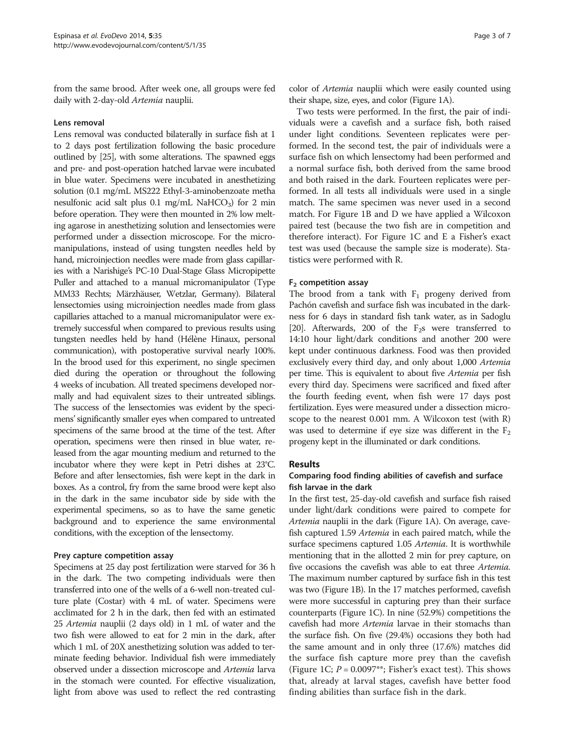from the same brood. After week one, all groups were fed daily with 2-day-old *Artemia* nauplii.

#### Lens removal

Lens removal was conducted bilaterally in surface fish at 1 to 2 days post fertilization following the basic procedure outlined by [25], with some alterations. The spawned eggs and pre- and post-operation hatched larvae were incubated in blue water. Specimens were incubated in anesthetizing solution (0.1 mg/mL MS222 Ethyl-3-aminobenzoate metha nesulfonic acid salt plus 0.1 mg/mL $NaHCO_3$) for 2 min before operation. They were then mounted in 2% low melting agarose in anesthetizing solution and lensectomies were performed under a dissection microscope. For the micromanipulations, instead of using tungsten needles held by hand, microinjection needles were made from glass capillaries with a Narishige's PC-10 Dual-Stage Glass Micropipette Puller and attached to a manual micromanipulator (Type MM33 Rechts; Märzhäuser, Wetzlar, Germany). Bilateral lensectomies using microinjection needles made from glass capillaries attached to a manual micromanipulator were extremely successful when compared to previous results using tungsten needles held by hand (Hélène Hinaux, personal communication), with postoperative survival nearly 100%. In the brood used for this experiment, no single specimen died during the operation or throughout the following 4 weeks of incubation. All treated specimens developed normally and had equivalent sizes to their untreated siblings. The success of the lensectomies was evident by the specimens' significantly smaller eyes when compared to untreated specimens of the same brood at the time of the test. After operation, specimens were then rinsed in blue water, released from the agar mounting medium and returned to the incubator where they were kept in Petri dishes at 23°C. Before and after lensectomies, fish were kept in the dark in boxes. As a control, fry from the same brood were kept also in the dark in the same incubator side by side with the experimental specimens, so as to have the same genetic background and to experience the same environmental conditions, with the exception of the lensectomy.

#### Prey capture competition assay

Specimens at 25 day post fertilization were starved for 36 h in the dark. The two competing individuals were then transferred into one of the wells of a 6-well non-treated culture plate (Costar) with 4 mL of water. Specimens were acclimated for 2 h in the dark, then fed with an estimated 25 *Artemia* nauplii (2 days old) in 1 mL of water and the two fish were allowed to eat for 2 min in the dark, after which 1 mL of 20X anesthetizing solution was added to terminate feeding behavior. Individual fish were immediately observed under a dissection microscope and *Artemia* larva in the stomach were counted. For effective visualization, light from above was used to reflect the red contrasting color of *Artemia* nauplii which were easily counted using their shape, size, eyes, and color (Figure 1A).

Two tests were performed. In the first, the pair of individuals were a cavefish and a surface fish, both raised under light conditions. Seventeen replicates were performed. In the second test, the pair of individuals were a surface fish on which lensectomy had been performed and a normal surface fish, both derived from the same brood and both raised in the dark. Fourteen replicates were performed. In all tests all individuals were used in a single match. The same specimen was never used in a second match. For Figure 1B and D we have applied a Wilcoxon paired test (because the two fish are in competition and therefore interact). For Figure 1C and E a Fisher's exact test was used (because the sample size is moderate). Statistics were performed with R.

#### $F_2$ competition assay

The brood from a tank with $F_1$ progeny derived from Pachón cavefish and surface fish was incubated in the darkness for 6 days in standard fish tank water, as in Sadoglu [20]. Afterwards, 200 of the $F_2$s were transferred to 14:10 hour light/dark conditions and another 200 were kept under continuous darkness. Food was then provided exclusively every third day, and only about 1,000 *Artemia* per time. This is equivalent to about five *Artemia* per fish every third day. Specimens were sacrificed and fixed after the fourth feeding event, when fish were 17 days post fertilization. Eyes were measured under a dissection microscope to the nearest 0.001 mm. A Wilcoxon test (with R) was used to determine if eye size was different in the $F_2$ progeny kept in the illuminated or dark conditions.

## Results

### Comparing food finding abilities of cavefish and surface fish larvae in the dark

In the first test, 25-day-old cavefish and surface fish raised under light/dark conditions were paired to compete for *Artemia* nauplii in the dark (Figure 1A). On average, cavefish captured 1.59 *Artemia* in each paired match, while the surface specimens captured 1.05 *Artemia*. It is worthwhile mentioning that in the allotted 2 min for prey capture, on five occasions the cavefish was able to eat three *Artemia.* The maximum number captured by surface fish in this test was two (Figure 1B). In the 17 matches performed, cavefish were more successful in capturing prey than their surface counterparts (Figure 1C). In nine (52.9%) competitions the cavefish had more *Artemia* larvae in their stomachs than the surface fish. On five (29.4%) occasions they both had the same amount and in only three (17.6%) matches did the surface fish capture more prey than the cavefish (Figure 1C; $P = 0.0097$**; Fisher's exact test). This shows that, already at larval stages, cavefish have better food finding abilities than surface fish in the dark.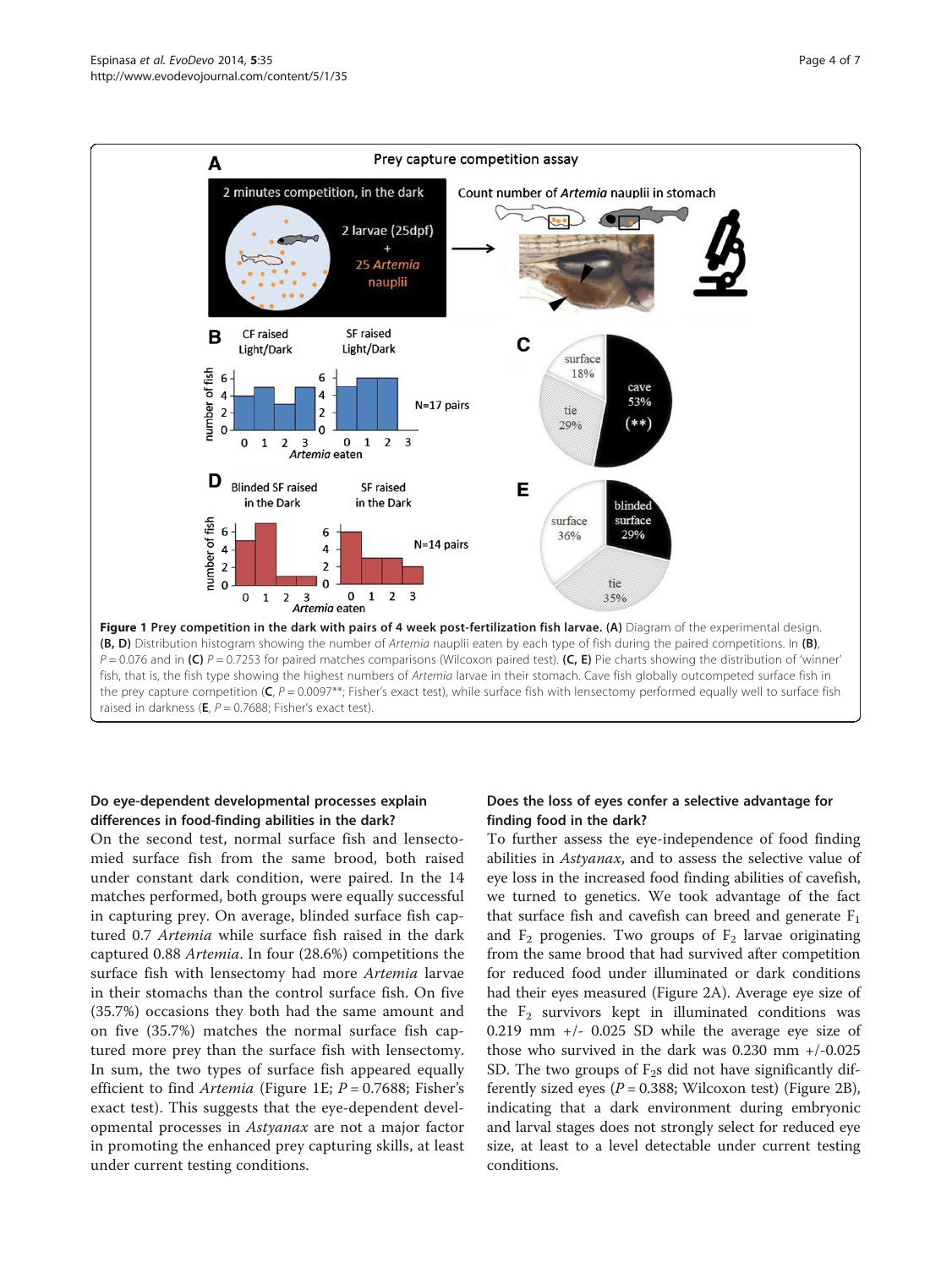**Figure 1 Prey competition in the dark with pairs of 4 week post-fertilization fish larvae. (A)** Diagram of the experimental design. **(B, D)** Distribution histogram showing the number of *Artemia* nauplii eaten by each type of fish during the paired competitions. In **(B)**, $P = 0.076$ and in **(C)** $P = 0.7253$ for paired matches comparisons (Wilcoxon paired test). **(C, E)** Pie charts showing the distribution of 'winner' fish, that is, the fish type showing the highest numbers of *Artemia* larvae in their stomach. Cave fish globally outcompeted surface fish in the prey capture competition (**C**, $P = 0.0097$**; Fisher's exact test), while surface fish with lensectomy performed equally well to surface fish raised in darkness (**E**, $P = 0.7688$; Fisher's exact test).

### Do eye-dependent developmental processes explain differences in food-finding abilities in the dark?

On the second test, normal surface fish and lensectomied surface fish from the same brood, both raised under constant dark condition, were paired. In the 14 matches performed, both groups were equally successful in capturing prey. On average, blinded surface fish captured 0.7 *Artemia* while surface fish raised in the dark captured 0.88 *Artemia*. In four (28.6%) competitions the surface fish with lensectomy had more *Artemia* larvae in their stomachs than the control surface fish. On five (35.7%) occasions they both had the same amount and on five (35.7%) matches the normal surface fish captured more prey than the surface fish with lensectomy. In sum, the two types of surface fish appeared equally efficient to find *Artemia* (Figure 1E; $P = 0.7688$; Fisher's exact test). This suggests that the eye-dependent developmental processes in *Astyanax* are not a major factor in promoting the enhanced prey capturing skills, at least under current testing conditions.

### Does the loss of eyes confer a selective advantage for finding food in the dark?

To further assess the eye-independence of food finding abilities in *Astyanax*, and to assess the selective value of eye loss in the increased food finding abilities of cavefish, we turned to genetics. We took advantage of the fact that surface fish and cavefish can breed and generate $F_1$ and $F_2$ progenies. Two groups of $F_2$ larvae originating from the same brood that had survived after competition for reduced food under illuminated or dark conditions had their eyes measured (Figure 2A). Average eye size of the $F_2$ survivors kept in illuminated conditions was 0.219 mm +/- 0.025 SD while the average eye size of those who survived in the dark was 0.230 mm +/-0.025 SD. The two groups of $F_2$s did not have significantly differently sized eyes ($P = 0.388$; Wilcoxon test) (Figure 2B), indicating that a dark environment during embryonic and larval stages does not strongly select for reduced eye size, at least to a level detectable under current testing conditions.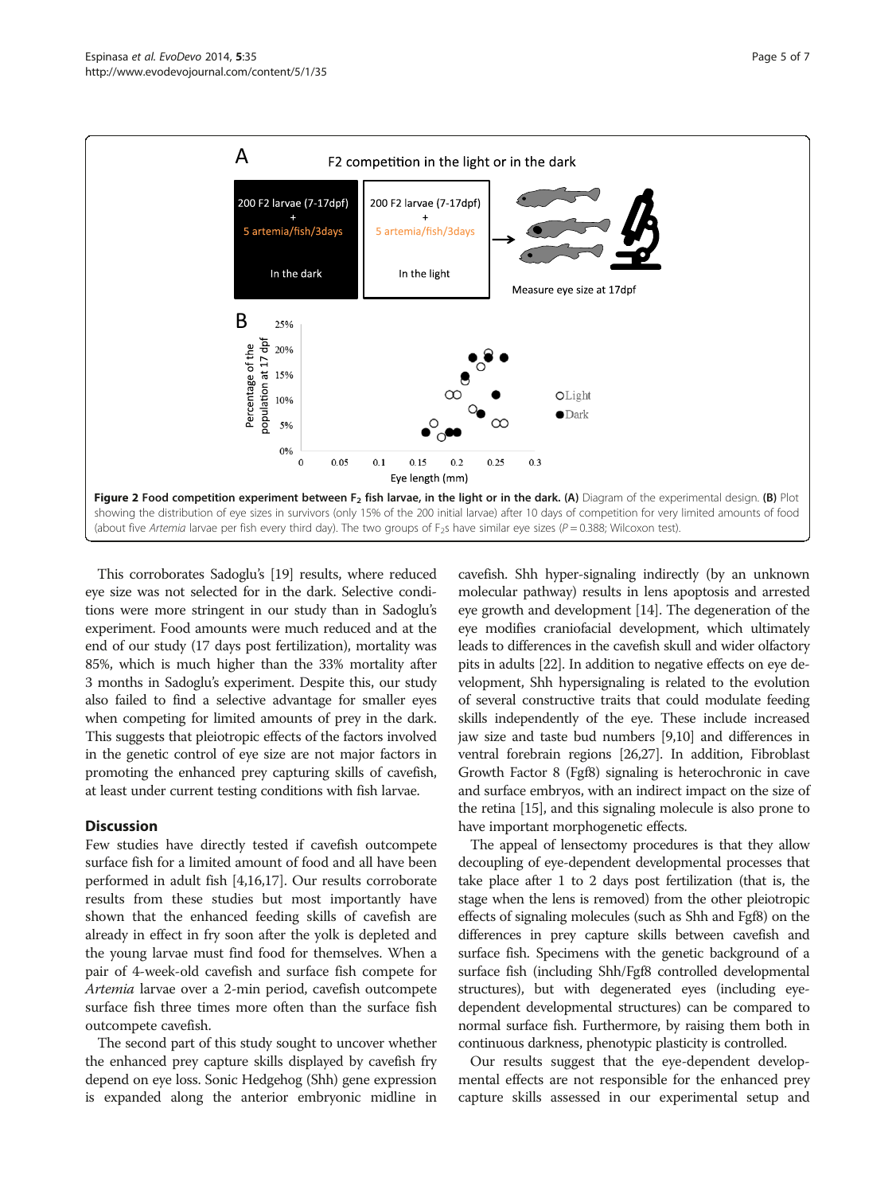**Figure 2 Food competition experiment between $F_2$ fish larvae, in the light or in the dark. (A)** Diagram of the experimental design. **(B)** Plot showing the distribution of eye sizes in survivors (only 15% of the 200 initial larvae) after 10 days of competition for very limited amounts of food (about five *Artemia* larvae per fish every third day). The two groups of $F_2$s have similar eye sizes ($P = 0.388$; Wilcoxon test).

This corroborates Sadoglu's [19] results, where reduced eye size was not selected for in the dark. Selective conditions were more stringent in our study than in Sadoglu's experiment. Food amounts were much reduced and at the end of our study (17 days post fertilization), mortality was 85%, which is much higher than the 33% mortality after 3 months in Sadoglu's experiment. Despite this, our study also failed to find a selective advantage for smaller eyes when competing for limited amounts of prey in the dark. This suggests that pleiotropic effects of the factors involved in the genetic control of eye size are not major factors in promoting the enhanced prey capturing skills of cavefish, at least under current testing conditions with fish larvae.

## Discussion

Few studies have directly tested if cavefish outcompete surface fish for a limited amount of food and all have been performed in adult fish [4,16,17]. Our results corroborate results from these studies but most importantly have shown that the enhanced feeding skills of cavefish are already in effect in fry soon after the yolk is depleted and the young larvae must find food for themselves. When a pair of 4-week-old cavefish and surface fish compete for *Artemia* larvae over a 2-min period, cavefish outcompete surface fish three times more often than the surface fish outcompete cavefish.

The second part of this study sought to uncover whether the enhanced prey capture skills displayed by cavefish fry depend on eye loss. Sonic Hedgehog (Shh) gene expression is expanded along the anterior embryonic midline in cavefish. Shh hyper-signaling indirectly (by an unknown molecular pathway) results in lens apoptosis and arrested eye growth and development [14]. The degeneration of the eye modifies craniofacial development, which ultimately leads to differences in the cavefish skull and wider olfactory pits in adults [22]. In addition to negative effects on eye development, Shh hypersignaling is related to the evolution of several constructive traits that could modulate feeding skills independently of the eye. These include increased jaw size and taste bud numbers [9,10] and differences in ventral forebrain regions [26,27]. In addition, Fibroblast Growth Factor 8 (Fgf8) signaling is heterochronic in cave and surface embryos, with an indirect impact on the size of the retina [15], and this signaling molecule is also prone to have important morphogenetic effects.

The appeal of lensectomy procedures is that they allow decoupling of eye-dependent developmental processes that take place after 1 to 2 days post fertilization (that is, the stage when the lens is removed) from the other pleiotropic effects of signaling molecules (such as Shh and Fgf8) on the differences in prey capture skills between cavefish and surface fish. Specimens with the genetic background of a surface fish (including Shh/Fgf8 controlled developmental structures), but with degenerated eyes (including eye-dependent developmental structures) can be compared to normal surface fish. Furthermore, by raising them both in continuous darkness, phenotypic plasticity is controlled.

Our results suggest that the eye-dependent developmental effects are not responsible for the enhanced prey capture skills assessed in our experimental setup and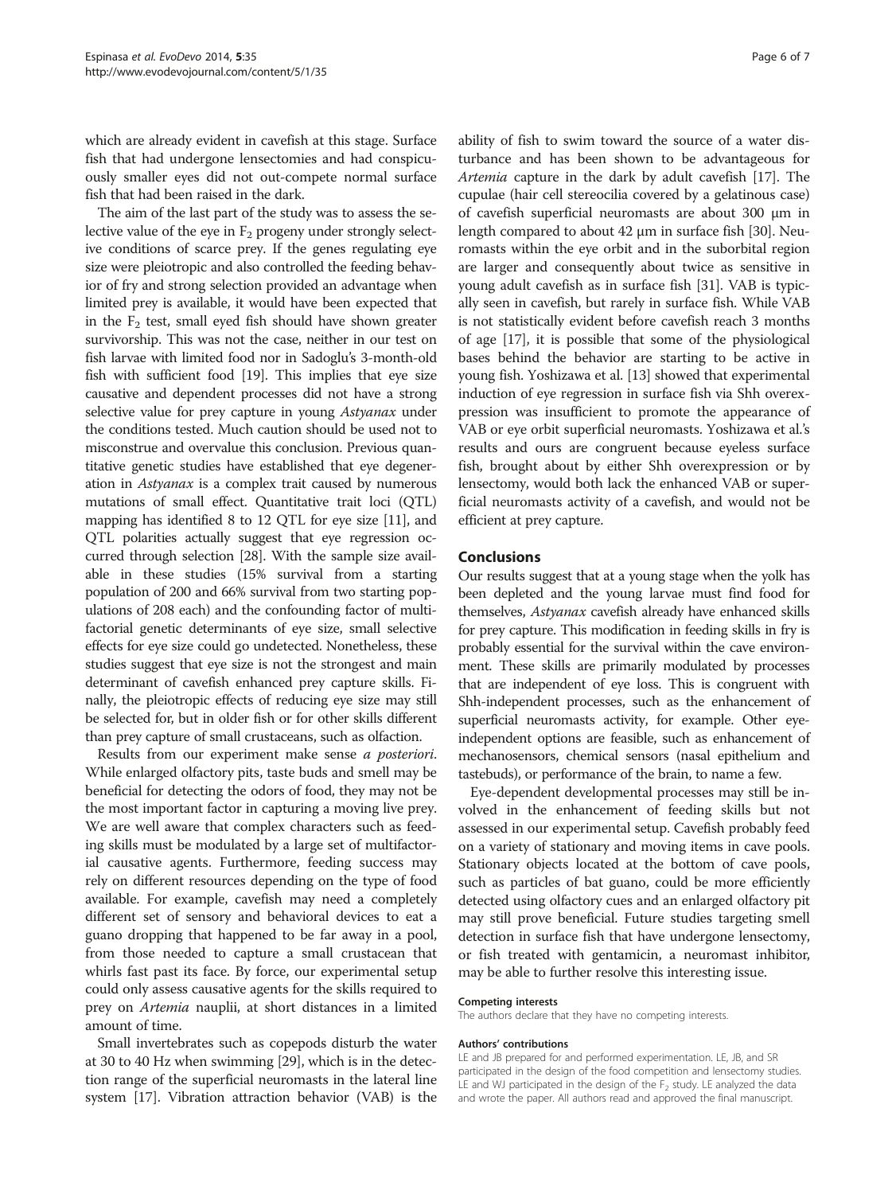which are already evident in cavefish at this stage. Surface fish that had undergone lensectomies and had conspicuously smaller eyes did not out-compete normal surface fish that had been raised in the dark.

The aim of the last part of the study was to assess the selective value of the eye in $F_2$ progeny under strongly selective conditions of scarce prey. If the genes regulating eye size were pleiotropic and also controlled the feeding behavior of fry and strong selection provided an advantage when limited prey is available, it would have been expected that in the $F_2$ test, small eyed fish should have shown greater survivorship. This was not the case, neither in our test on fish larvae with limited food nor in Sadoglu's 3-month-old fish with sufficient food [19]. This implies that eye size causative and dependent processes did not have a strong selective value for prey capture in young *Astyanax* under the conditions tested. Much caution should be used not to misconstrue and overvalue this conclusion. Previous quantitative genetic studies have established that eye degeneration in *Astyanax* is a complex trait caused by numerous mutations of small effect. Quantitative trait loci (QTL) mapping has identified 8 to 12 QTL for eye size [11], and QTL polarities actually suggest that eye regression occurred through selection [28]. With the sample size available in these studies (15% survival from a starting population of 200 and 66% survival from two starting populations of 208 each) and the confounding factor of multifactorial genetic determinants of eye size, small selective effects for eye size could go undetected. Nonetheless, these studies suggest that eye size is not the strongest and main determinant of cavefish enhanced prey capture skills. Finally, the pleiotropic effects of reducing eye size may still be selected for, but in older fish or for other skills different than prey capture of small crustaceans, such as olfaction.

Results from our experiment make sense *a posteriori*. While enlarged olfactory pits, taste buds and smell may be beneficial for detecting the odors of food, they may not be the most important factor in capturing a moving live prey. We are well aware that complex characters such as feeding skills must be modulated by a large set of multifactorial causative agents. Furthermore, feeding success may rely on different resources depending on the type of food available. For example, cavefish may need a completely different set of sensory and behavioral devices to eat a guano dropping that happened to be far away in a pool, from those needed to capture a small crustacean that whirls fast past its face. By force, our experimental setup could only assess causative agents for the skills required to prey on *Artemia* nauplii, at short distances in a limited amount of time.

Small invertebrates such as copepods disturb the water at 30 to 40 Hz when swimming [29], which is in the detection range of the superficial neuromasts in the lateral line system [17]. Vibration attraction behavior (VAB) is the ability of fish to swim toward the source of a water disturbance and has been shown to be advantageous for *Artemia* capture in the dark by adult cavefish [17]. The cupulae (hair cell stereocilia covered by a gelatinous case) of cavefish superficial neuromasts are about 300 μm in length compared to about 42 μm in surface fish [30]. Neuromasts within the eye orbit and in the suborbital region are larger and consequently about twice as sensitive in young adult cavefish as in surface fish [31]. VAB is typically seen in cavefish, but rarely in surface fish. While VAB is not statistically evident before cavefish reach 3 months of age [17], it is possible that some of the physiological bases behind the behavior are starting to be active in young fish. Yoshizawa et al. [13] showed that experimental induction of eye regression in surface fish via Shh overexpression was insufficient to promote the appearance of VAB or eye orbit superficial neuromasts. Yoshizawa et al.'s results and ours are congruent because eyeless surface fish, brought about by either Shh overexpression or by lensectomy, would both lack the enhanced VAB or superficial neuromasts activity of a cavefish, and would not be efficient at prey capture.

## Conclusions

Our results suggest that at a young stage when the yolk has been depleted and the young larvae must find food for themselves, *Astyanax* cavefish already have enhanced skills for prey capture. This modification in feeding skills in fry is probably essential for the survival within the cave environment. These skills are primarily modulated by processes that are independent of eye loss. This is congruent with Shh-independent processes, such as the enhancement of superficial neuromasts activity, for example. Other eye-independent options are feasible, such as enhancement of mechanosensors, chemical sensors (nasal epithelium and tastebuds), or performance of the brain, to name a few.

Eye-dependent developmental processes may still be involved in the enhancement of feeding skills but not assessed in our experimental setup. Cavefish probably feed on a variety of stationary and moving items in cave pools. Stationary objects located at the bottom of cave pools, such as particles of bat guano, could be more efficiently detected using olfactory cues and an enlarged olfactory pit may still prove beneficial. Future studies targeting smell detection in surface fish that have undergone lensectomy, or fish treated with gentamicin, a neuromast inhibitor, may be able to further resolve this interesting issue.

#### Competing interests

The authors declare that they have no competing interests.

#### Authors' contributions

LE and JB prepared for and performed experimentation. LE, JB, and SR participated in the design of the food competition and lensectomy studies. LE and WJ participated in the design of the $F_2$ study. LE analyzed the data and wrote the paper. All authors read and approved the final manuscript.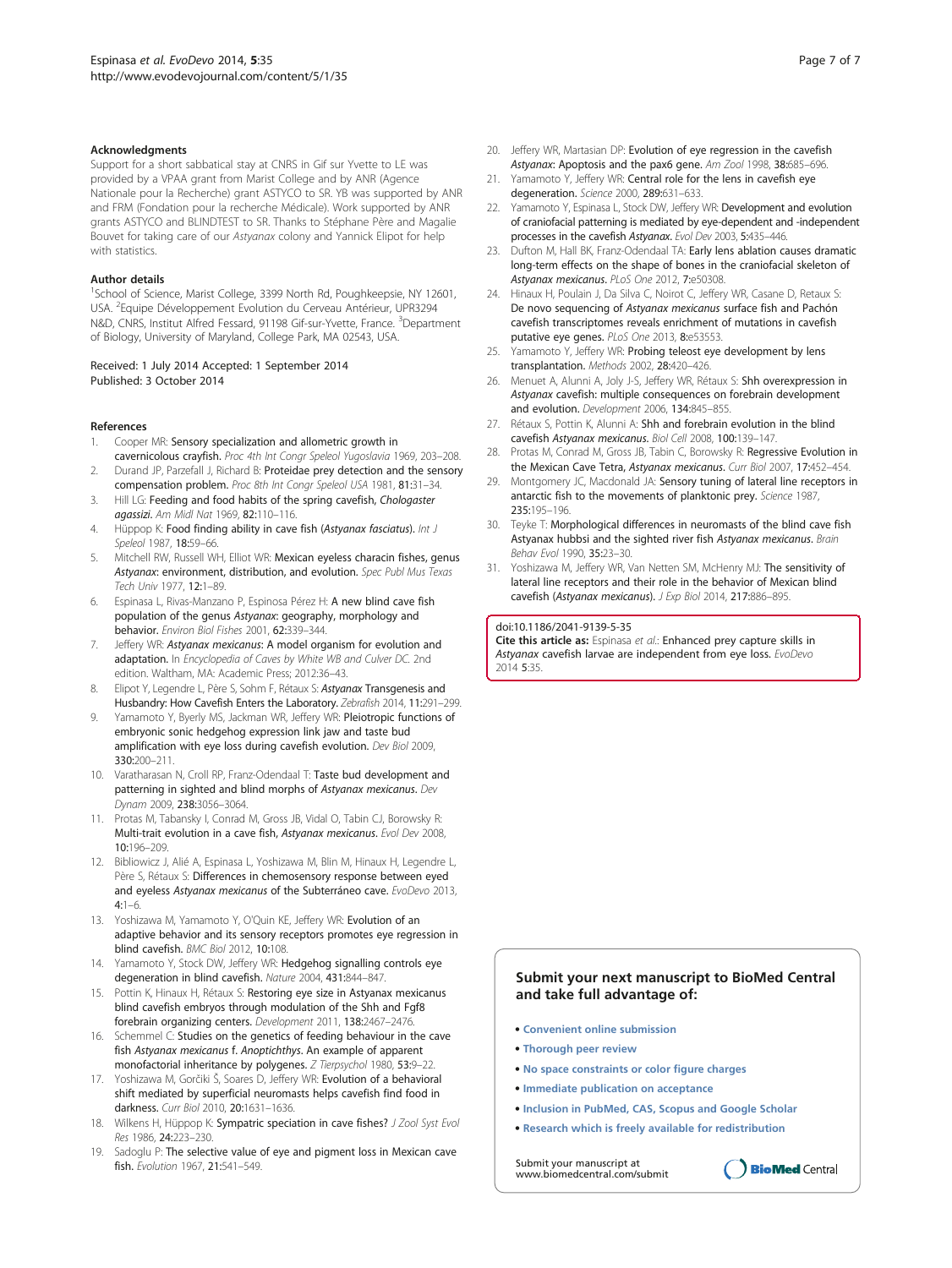### Acknowledgments

Support for a short sabbatical stay at CNRS in Gif sur Yvette to LE was provided by a VPAA grant from Marist College and by ANR (Agence Nationale pour la Recherche) grant ASTYCO to SR. YB was supported by ANR and FRM (Fondation pour la recherche Médicale). Work supported by ANR grants ASTYCO and BLINDTEST to SR. Thanks to Stéphane Père and Magalie Bouvet for taking care of our *Astyanax* colony and Yannick Elipot for help with statistics.

### Author details

[1]School of Science, Marist College, 3399 North Rd, Poughkeepsie, NY 12601, USA. [2]Equipe Développement Evolution du Cerveau Antérieur, UPR3294 N&D, CNRS, Institut Alfred Fessard, 91198 Gif-sur-Yvette, France. [3]Department of Biology, University of Maryland, College Park, MA 02543, USA.

Received: 1 July 2014 Accepted: 1 September 2014
Published: 3 October 2014

### References

1. Cooper MR: **Sensory specialization and allometric growth in cavernicolous crayfish.** *Proc 4th Int Congr Speleol Yugoslavia* 1969, 203–208.
2. Durand JP, Parzefall J, Richard B: **Proteidae prey detection and the sensory compensation problem.** *Proc 8th Int Congr Speleol USA* 1981, **81**:31–34.
3. Hill LG: **Feeding and food habits of the spring cavefish, *Chologaster agassizi*.** *Am Midl Nat* 1969, **82**:110–116.
4. Hüppop K: **Food finding ability in cave fish (*Astyanax fasciatus*).** *Int J Speleol* 1987, **18**:59–66.
5. Mitchell RW, Russell WH, Elliot WR: **Mexican eyeless characin fishes, genus *Astyanax*: environment, distribution, and evolution.** *Spec Publ Mus Texas Tech Univ* 1977, **12**:1–89.
6. Espinasa L, Rivas-Manzano P, Espinosa Pérez H: **A new blind cave fish population of the genus *Astyanax*: geography, morphology and behavior.** *Environ Biol Fishes* 2001, **62**:339–344.
7. Jeffery WR: ***Astyanax mexicanus*: A model organism for evolution and adaptation.** In *Encyclopedia of Caves by White WB and Culver DC*. 2nd edition. Waltham, MA: Academic Press; 2012:36–43.
8. Elipot Y, Legendre L, Père S, Sohm F, Rétaux S: ***Astyanax* Transgenesis and Husbandry: How Cavefish Enters the Laboratory.** *Zebrafish* 2014, **11**:291–299.
9. Yamamoto Y, Byerly MS, Jackman WR, Jeffery WR: **Pleiotropic functions of embryonic sonic hedgehog expression link jaw and taste bud amplification with eye loss during cavefish evolution.** *Dev Biol* 2009, **330**:200–211.
10. Varatharasan N, Croll RP, Franz-Odendaal T: **Taste bud development and patterning in sighted and blind morphs of *Astyanax mexicanus*.** *Dev Dynam* 2009, **238**:3056–3064.
11. Protas M, Tabansky I, Conrad M, Gross JB, Vidal O, Tabin CJ, Borowsky R: **Multi-trait evolution in a cave fish, *Astyanax mexicanus*.** *Evol Dev* 2008, **10**:196–209.
12. Bibliowicz J, Alié A, Espinasa L, Yoshizawa M, Blin M, Hinaux H, Legendre L, Père S, Rétaux S: **Differences in chemosensory response between eyed and eyeless *Astyanax mexicanus* of the Subterráneo cave.** *EvoDevo* 2013, **4**:1–6.
13. Yoshizawa M, Yamamoto Y, O'Quin KE, Jeffery WR: **Evolution of an adaptive behavior and its sensory receptors promotes eye regression in blind cavefish.** *BMC Biol* 2012, **10**:108.
14. Yamamoto Y, Stock DW, Jeffery WR: **Hedgehog signalling controls eye degeneration in blind cavefish.** *Nature* 2004, **431**:844–847.
15. Pottin K, Hinaux H, Rétaux S: **Restoring eye size in Astyanax mexicanus blind cavefish embryos through modulation of the Shh and Fgf8 forebrain organizing centers.** *Development* 2011, **138**:2467–2476.
16. Schemmel C: **Studies on the genetics of feeding behaviour in the cave fish *Astyanax mexicanus* f. *Anoptichthys*. An example of apparent monofactorial inheritance by polygenes.** *Z Tierpsychol* 1980, **53**:9–22.
17. Yoshizawa M, Gorčiki Š, Soares D, Jeffery WR: **Evolution of a behavioral shift mediated by superficial neuromasts helps cavefish find food in darkness.** *Curr Biol* 2010, **20**:1631–1636.
18. Wilkens H, Hüppop K: **Sympatric speciation in cave fishes?** *J Zool Syst Evol Res* 1986, **24**:223–230.
19. Sadoglu P: **The selective value of eye and pigment loss in Mexican cave fish.** *Evolution* 1967, **21**:541–549.
20. Jeffery WR, Martasian DP: **Evolution of eye regression in the cavefish *Astyanax*: Apoptosis and the pax6 gene.** *Am Zool* 1998, **38**:685–696.
21. Yamamoto Y, Jeffery WR: **Central role for the lens in cavefish eye degeneration.** *Science* 2000, **289**:631–633.
22. Yamamoto Y, Espinasa L, Stock DW, Jeffery WR: **Development and evolution of craniofacial patterning is mediated by eye-dependent and -independent processes in the cavefish *Astyanax*.** *Evol Dev* 2003, **5**:435–446.
23. Dufton M, Hall BK, Franz-Odendaal TA: **Early lens ablation causes dramatic long-term effects on the shape of bones in the craniofacial skeleton of *Astyanax mexicanus*.** *PLoS One* 2012, **7**:e50308.
24. Hinaux H, Poulain J, Da Silva C, Noirot C, Jeffery WR, Casane D, Retaux S: **De novo sequencing of *Astyanax mexicanus* surface fish and Pachón cavefish transcriptomes reveals enrichment of mutations in cavefish putative eye genes.** *PLoS One* 2013, **8**:e53553.
25. Yamamoto Y, Jeffery WR: **Probing teleost eye development by lens transplantation.** *Methods* 2002, **28**:420–426.
26. Menuet A, Alunni A, Joly J-S, Jeffery WR, Rétaux S: **Shh overexpression in *Astyanax* cavefish: multiple consequences on forebrain development and evolution.** *Development* 2006, **134**:845–855.
27. Rétaux S, Pottin K, Alunni A: **Shh and forebrain evolution in the blind cavefish *Astyanax mexicanus*.** *Biol Cell* 2008, **100**:139–147.
28. Protas M, Conrad M, Gross JB, Tabin C, Borowsky R: **Regressive Evolution in the Mexican Cave Tetra, *Astyanax mexicanus*.** *Curr Biol* 2007, **17**:452–454.
29. Montgomery JC, Macdonald JA: **Sensory tuning of lateral line receptors in antarctic fish to the movements of planktonic prey.** *Science* 1987, **235**:195–196.
30. Teyke T: **Morphological differences in neuromasts of the blind cave fish Astyanax hubbsi and the sighted river fish *Astyanax mexicanus*.** *Brain Behav Evol* 1990, **35**:23–30.
31. Yoshizawa M, Jeffery WR, Van Netten SM, McHenry MJ: **The sensitivity of lateral line receptors and their role in the behavior of Mexican blind cavefish (*Astyanax mexicanus*).** *J Exp Biol* 2014, **217**:886–895.

doi:10.1186/2041-9139-5-35
**Cite this article as:** Espinasa *et al.*: Enhanced prey capture skills in *Astyanax* cavefish larvae are independent from eye loss. *EvoDevo* 2014 **5**:35.

**Submit your next manuscript to BioMed Central and take full advantage of:**

- **Convenient online submission**
- **Thorough peer review**
- **No space constraints or color figure charges**
- **Immediate publication on acceptance**
- **Inclusion in PubMed, CAS, Scopus and Google Scholar**
- **Research which is freely available for redistribution**

Submit your manuscript at
www.biomedcentral.com/submit

BioMed Central